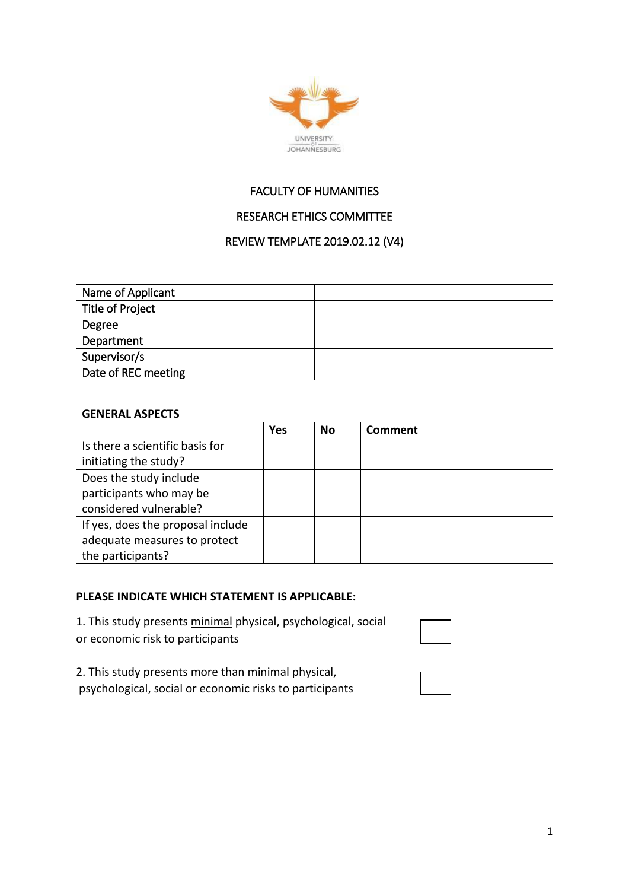FACULTY OF HUMANITIES

RESEARCH ETHICS COMMITTEE

REVIEW TEMPLATE 2019.02.12 (V4)

| Name of Applicant | |
|---|---|
| Title of Project | |
| Degree | |
| Department | |
| Supervisor/s | |
| Date of REC meeting | |

| **GENERAL ASPECTS** | | | |
|---|---|---|---|
| | **Yes** | **No** | **Comment** |
| Is there a scientific basis for initiating the study? | | | |
| Does the study include participants who may be considered vulnerable? | | | |
| If yes, does the proposal include adequate measures to protect the participants? | | | |

**PLEASE INDICATE WHICH STATEMENT IS APPLICABLE:**

1. This study presents minimal physical, psychological, social or economic risk to participants ☐

2. This study presents more than minimal physical, psychological, social or economic risks to participants ☐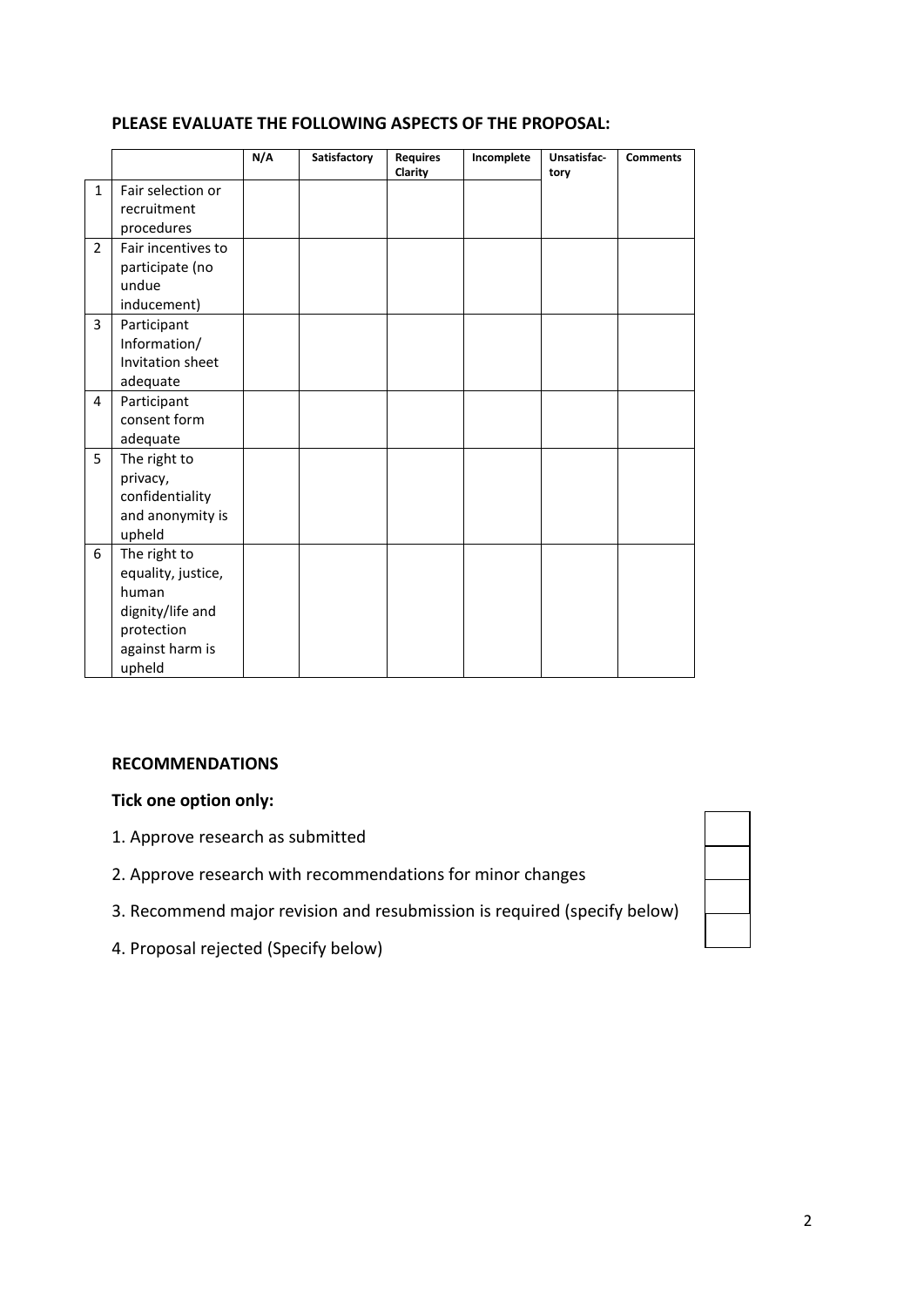**PLEASE EVALUATE THE FOLLOWING ASPECTS OF THE PROPOSAL:**

| | | N/A | Satisfactory | Requires Clarity | Incomplete | Unsatisfac-tory | Comments |
|---|---|---|---|---|---|---|---|
| 1 | Fair selection or recruitment procedures | | | | | | |
| 2 | Fair incentives to participate (no undue inducement) | | | | | | |
| 3 | Participant Information/ Invitation sheet adequate | | | | | | |
| 4 | Participant consent form adequate | | | | | | |
| 5 | The right to privacy, confidentiality and anonymity is upheld | | | | | | |
| 6 | The right to equality, justice, human dignity/life and protection against harm is upheld | | | | | | |

**RECOMMENDATIONS**

**Tick one option only:**

1. Approve research as submitted
2. Approve research with recommendations for minor changes
3. Recommend major revision and resubmission is required (specify below)
4. Proposal rejected (Specify below)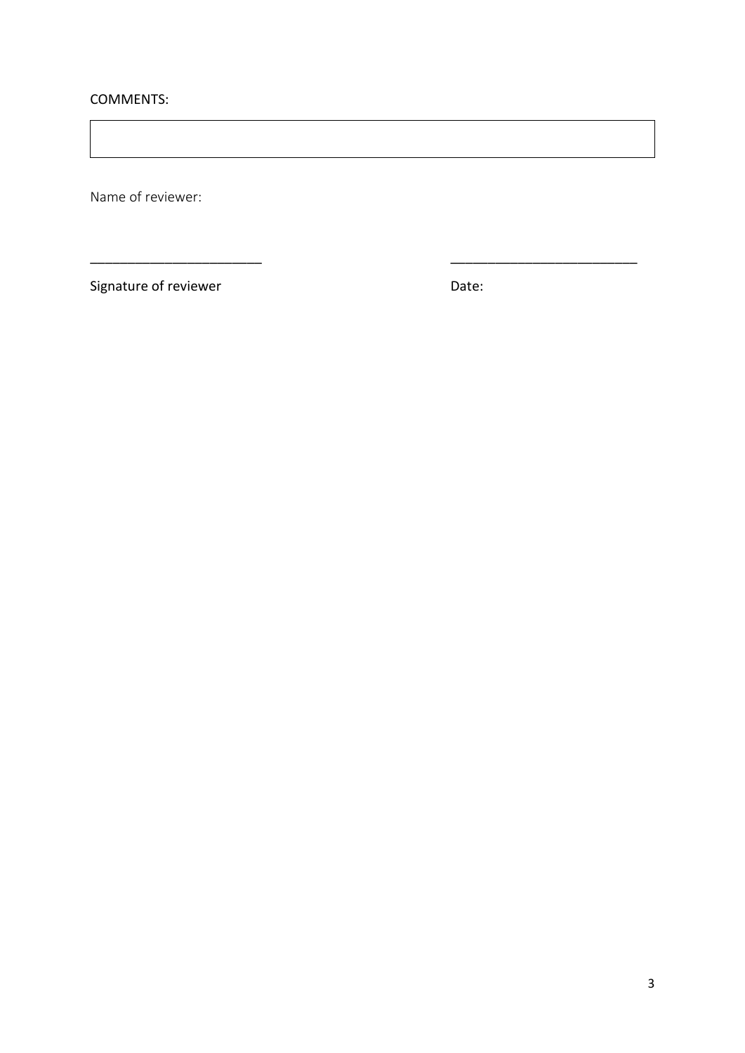COMMENTS:

| |
|---|
| |

Name of reviewer:

\_\_\_\_\_\_\_\_\_\_\_\_\_\_\_\_\_\_\_\_\_\_\_\_ \_\_\_\_\_\_\_\_\_\_\_\_\_\_\_\_\_\_\_\_\_\_\_\_\_\_

Signature of reviewer Date: